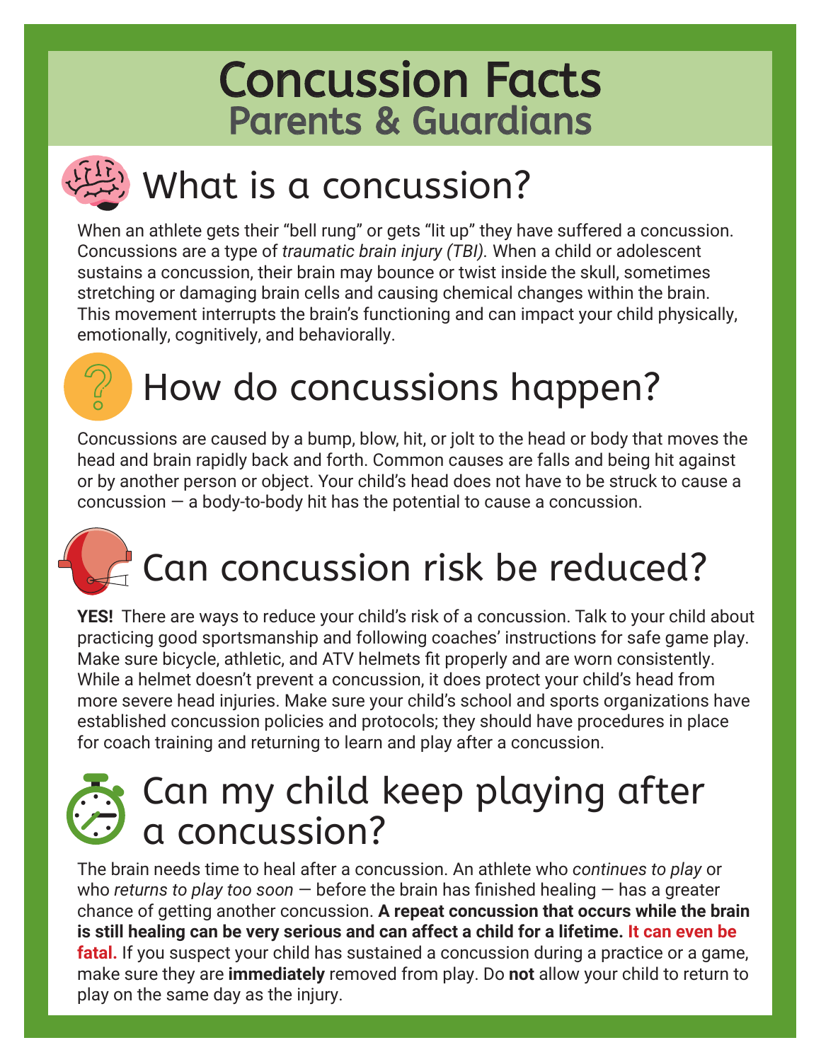# Concussion Facts
## Parents & Guardians

## What is a concussion?

When an athlete gets their "bell rung" or gets "lit up" they have suffered a concussion. Concussions are a type of *traumatic brain injury (TBI).* When a child or adolescent sustains a concussion, their brain may bounce or twist inside the skull, sometimes stretching or damaging brain cells and causing chemical changes within the brain. This movement interrupts the brain's functioning and can impact your child physically, emotionally, cognitively, and behaviorally.

## How do concussions happen?

Concussions are caused by a bump, blow, hit, or jolt to the head or body that moves the head and brain rapidly back and forth. Common causes are falls and being hit against or by another person or object. Your child's head does not have to be struck to cause a concussion — a body-to-body hit has the potential to cause a concussion.

## Can concussion risk be reduced?

**YES!** There are ways to reduce your child's risk of a concussion. Talk to your child about practicing good sportsmanship and following coaches' instructions for safe game play. Make sure bicycle, athletic, and ATV helmets fit properly and are worn consistently. While a helmet doesn't prevent a concussion, it does protect your child's head from more severe head injuries. Make sure your child's school and sports organizations have established concussion policies and protocols; they should have procedures in place for coach training and returning to learn and play after a concussion.

## Can my child keep playing after a concussion?

The brain needs time to heal after a concussion. An athlete who *continues to play* or who *returns to play too soon* — before the brain has finished healing — has a greater chance of getting another concussion. **A repeat concussion that occurs while the brain is still healing can be very serious and can affect a child for a lifetime. It can even be fatal.** If you suspect your child has sustained a concussion during a practice or a game, make sure they are **immediately** removed from play. Do **not** allow your child to return to play on the same day as the injury.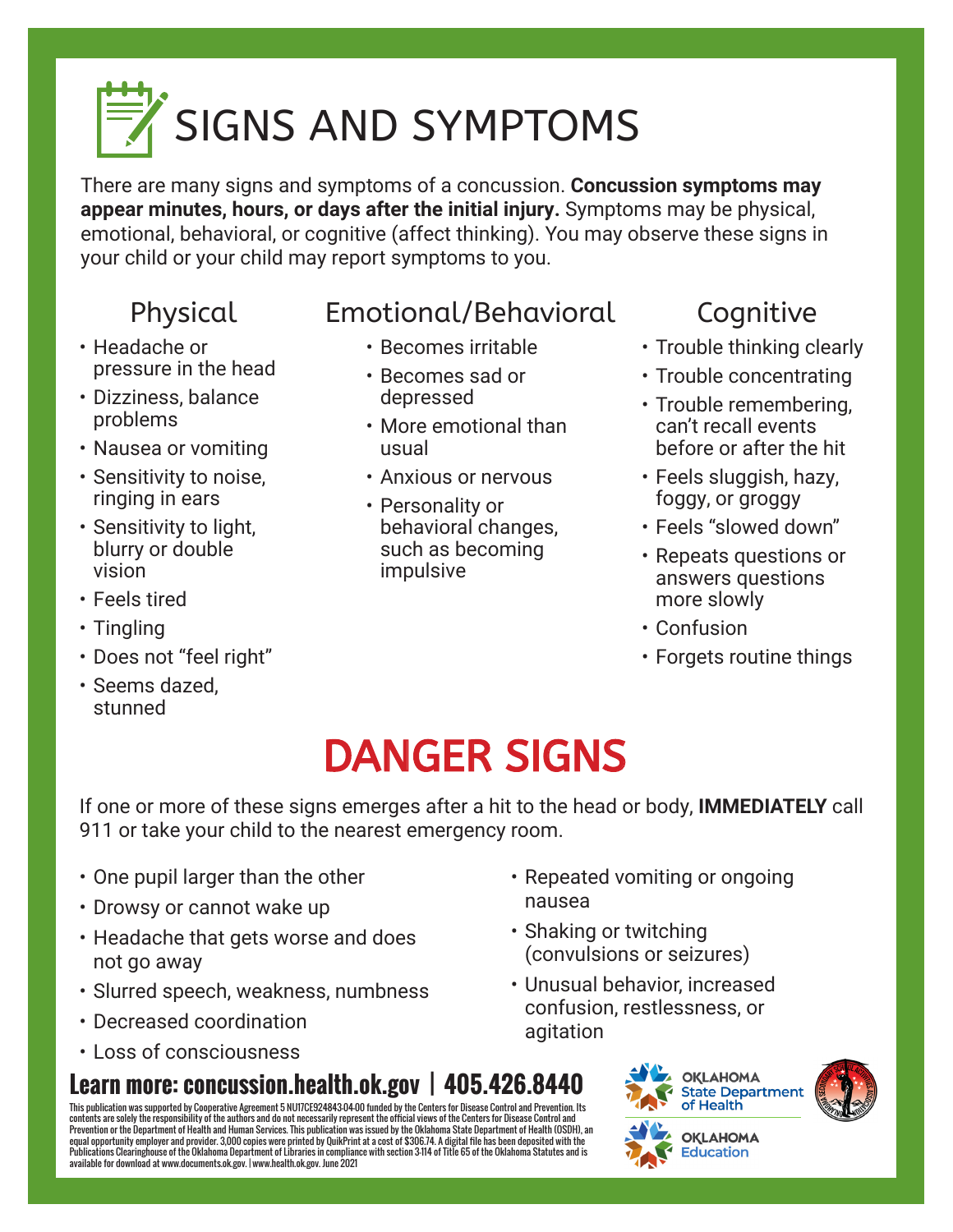# SIGNS AND SYMPTOMS

There are many signs and symptoms of a concussion. **Concussion symptoms may appear minutes, hours, or days after the initial injury.** Symptoms may be physical, emotional, behavioral, or cognitive (affect thinking). You may observe these signs in your child or your child may report symptoms to you.

## Physical

- Headache or pressure in the head
- Dizziness, balance problems
- Nausea or vomiting
- Sensitivity to noise, ringing in ears
- Sensitivity to light, blurry or double vision
- Feels tired
- Tingling
- Does not "feel right"
- Seems dazed, stunned

## Emotional/Behavioral

- Becomes irritable
- Becomes sad or depressed
- More emotional than usual
- Anxious or nervous
- Personality or behavioral changes, such as becoming impulsive

## Cognitive

- Trouble thinking clearly
- Trouble concentrating
- Trouble remembering, can't recall events before or after the hit
- Feels sluggish, hazy, foggy, or groggy
- Feels "slowed down"
- Repeats questions or answers questions more slowly
- Confusion
- Forgets routine things

# DANGER SIGNS

If one or more of these signs emerges after a hit to the head or body, **IMMEDIATELY** call 911 or take your child to the nearest emergency room.

- One pupil larger than the other
- Drowsy or cannot wake up
- Headache that gets worse and does not go away
- Slurred speech, weakness, numbness
- Decreased coordination
- Loss of consciousness
- Repeated vomiting or ongoing nausea
- Shaking or twitching (convulsions or seizures)
- Unusual behavior, increased confusion, restlessness, or agitation

**Learn more: concussion.health.ok.gov | 405.426.8440**

This publication was supported by Cooperative Agreement 5 NU17CE924843-04-00 funded by the Centers for Disease Control and Prevention. Its contents are solely the responsibility of the authors and do not necessarily represent the official views of the Centers for Disease Control and Prevention or the Department of Health and Human Services. This publication was issued by the Oklahoma State Department of Health (OSDH), an equal opportunity employer and provider. 3,000 copies were printed by QuikPrint at a cost of $306.74. A digital file has been deposited with the Publications Clearinghouse of the Oklahoma Department of Libraries in compliance with section 3-114 of Title 65 of the Oklahoma Statutes and is available for download at www.documents.ok.gov. | www.health.ok.gov. June 2021

OKLAHOMA State Department of Health

OKLAHOMA Education